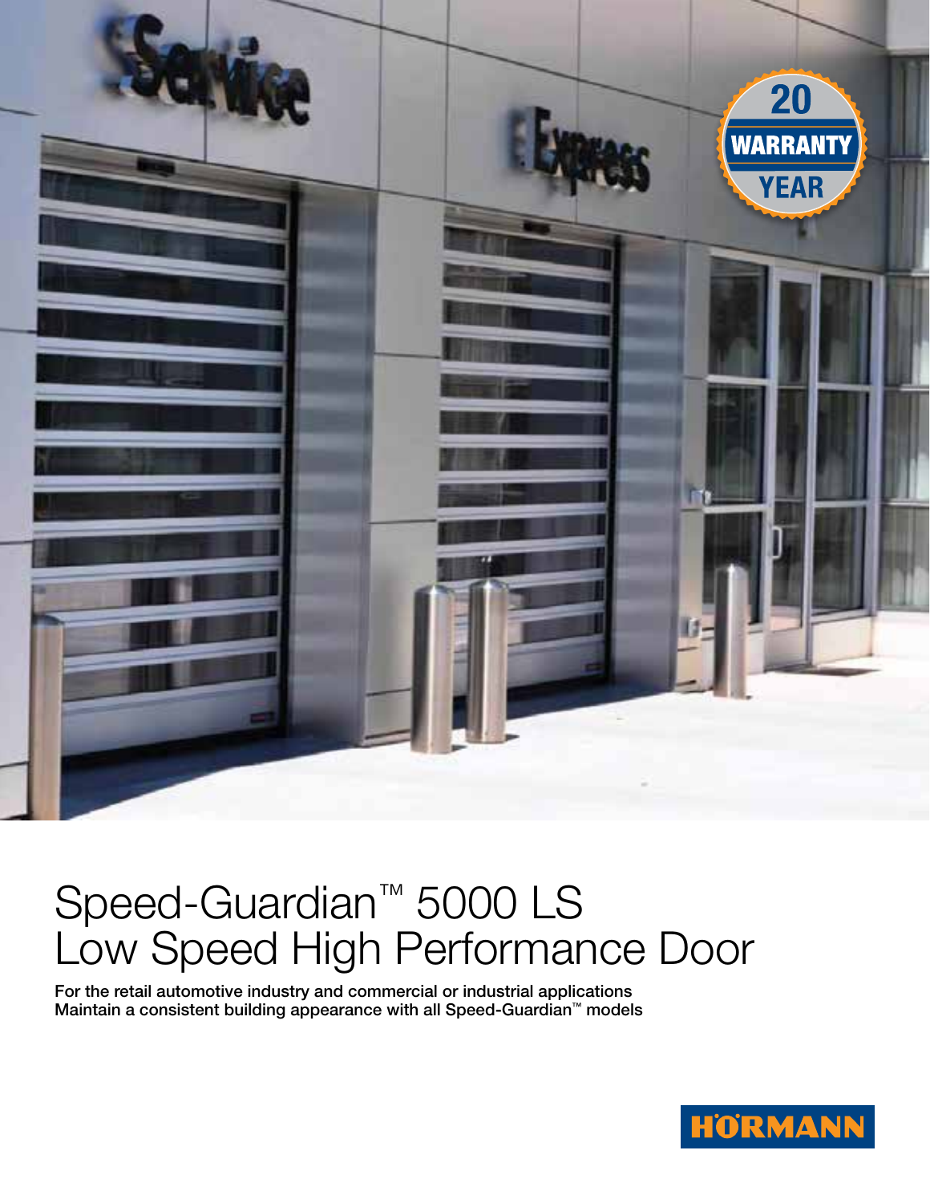# Speed-Guardian™ 5000 LS Low Speed High Performance Door

**For the retail automotive industry and commercial or industrial applications**
**Maintain a consistent building appearance with all Speed-Guardian™ models**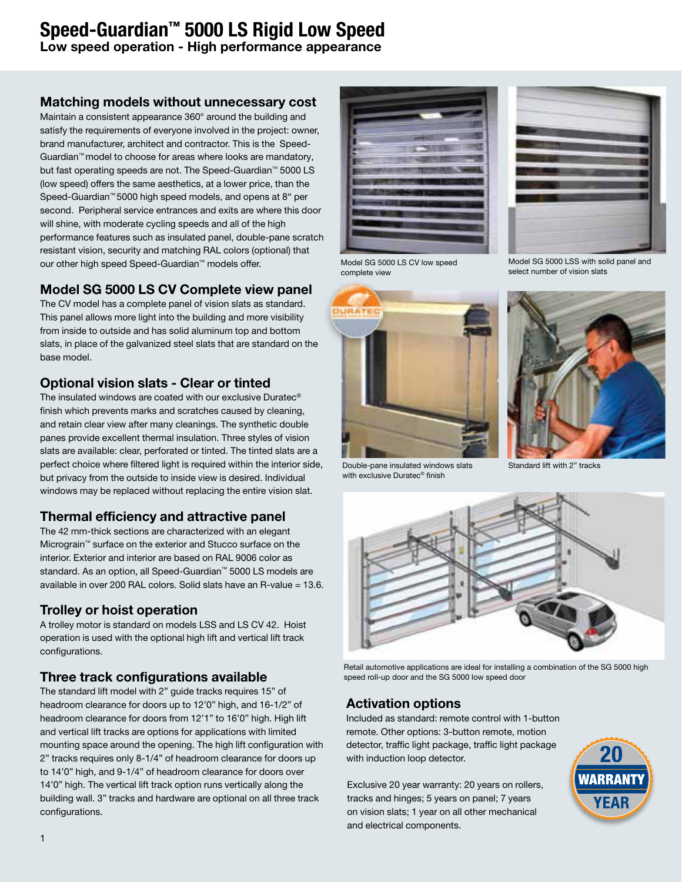# Speed-Guardian™ 5000 LS Rigid Low Speed

**Low speed operation - High performance appearance**

## Matching models without unnecessary cost

Maintain a consistent appearance 360° around the building and satisfy the requirements of everyone involved in the project: owner, brand manufacturer, architect and contractor. This is the Speed-Guardian™ model to choose for areas where looks are mandatory, but fast operating speeds are not. The Speed-Guardian™ 5000 LS (low speed) offers the same aesthetics, at a lower price, than the Speed-Guardian™ 5000 high speed models, and opens at 8" per second. Peripheral service entrances and exits are where this door will shine, with moderate cycling speeds and all of the high performance features such as insulated panel, double-pane scratch resistant vision, security and matching RAL colors (optional) that our other high speed Speed-Guardian™ models offer.

## Model SG 5000 LS CV Complete view panel

The CV model has a complete panel of vision slats as standard. This panel allows more light into the building and more visibility from inside to outside and has solid aluminum top and bottom slats, in place of the galvanized steel slats that are standard on the base model.

## Optional vision slats - Clear or tinted

The insulated windows are coated with our exclusive Duratec® finish which prevents marks and scratches caused by cleaning, and retain clear view after many cleanings. The synthetic double panes provide excellent thermal insulation. Three styles of vision slats are available: clear, perforated or tinted. The tinted slats are a perfect choice where filtered light is required within the interior side, but privacy from the outside to inside view is desired. Individual windows may be replaced without replacing the entire vision slat.

## Thermal efficiency and attractive panel

The 42 mm-thick sections are characterized with an elegant Micrograin™ surface on the exterior and Stucco surface on the interior. Exterior and interior are based on RAL 9006 color as standard. As an option, all Speed-Guardian™ 5000 LS models are available in over 200 RAL colors. Solid slats have an R-value = 13.6.

## Trolley or hoist operation

A trolley motor is standard on models LSS and LS CV 42. Hoist operation is used with the optional high lift and vertical lift track configurations.

## Three track configurations available

The standard lift model with 2" guide tracks requires 15" of headroom clearance for doors up to 12'0" high, and 16-1/2" of headroom clearance for doors from 12'1" to 16'0" high. High lift and vertical lift tracks are options for applications with limited mounting space around the opening. The high lift configuration with 2" tracks requires only 8-1/4" of headroom clearance for doors up to 14'0" high, and 9-1/4" of headroom clearance for doors over 14'0" high. The vertical lift track option runs vertically along the building wall. 3" tracks and hardware are optional on all three track configurations.

Model SG 5000 LS CV low speed complete view

Model SG 5000 LSS with solid panel and select number of vision slats

Double-pane insulated windows slats with exclusive Duratec® finish

Standard lift with 2" tracks

Retail automotive applications are ideal for installing a combination of the SG 5000 high speed roll-up door and the SG 5000 low speed door

## Activation options

Included as standard: remote control with 1-button remote. Other options: 3-button remote, motion detector, traffic light package, traffic light package with induction loop detector.

Exclusive 20 year warranty: 20 years on rollers, tracks and hinges; 5 years on panel; 7 years on vision slats; 1 year on all other mechanical and electrical components.

20 WARRANTY YEAR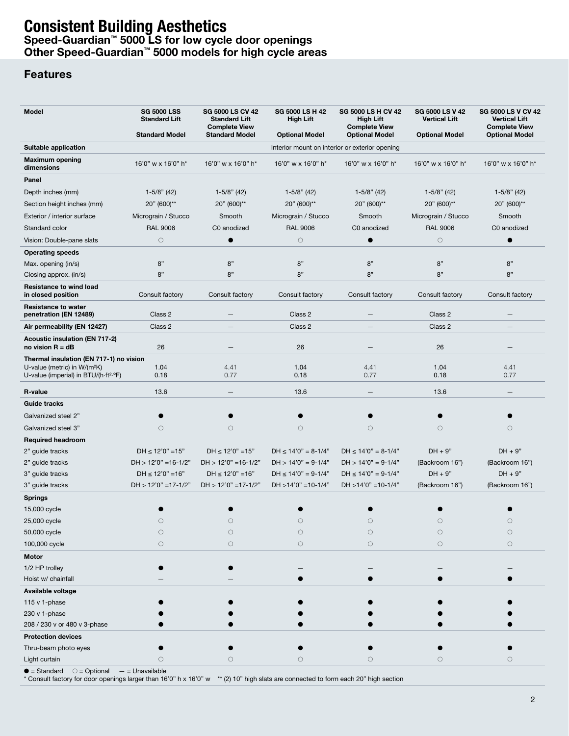# Consistent Building Aesthetics

### Speed-Guardian™ 5000 LS for low cycle door openings
### Other Speed-Guardian™ 5000 models for high cycle areas

## Features

| Model | SG 5000 LSS Standard Lift Standard Model | SG 5000 LS CV 42 Standard Lift Complete View Standard Model | SG 5000 LS H 42 High Lift Optional Model | SG 5000 LS H CV 42 High Lift Complete View Optional Model | SG 5000 LS V 42 Vertical Lift Optional Model | SG 5000 LS V CV 42 Vertical Lift Complete View Optional Model |
|---|---|---|---|---|---|---|
| **Suitable application** | Interior mount on interior or exterior opening | | | | | |
| **Maximum opening dimensions** | 16'0" w x 16'0" h* | 16'0" w x 16'0" h* | 16'0" w x 16'0" h* | 16'0" w x 16'0" h* | 16'0" w x 16'0" h* | 16'0" w x 16'0" h* |
| **Panel** | | | | | | |
| Depth inches (mm) | 1-5/8" (42) | 1-5/8" (42) | 1-5/8" (42) | 1-5/8" (42) | 1-5/8" (42) | 1-5/8" (42) |
| Section height inches (mm) | 20" (600)** | 20" (600)** | 20" (600)** | 20" (600)** | 20" (600)** | 20" (600)** |
| Exterior / interior surface | Micrograin / Stucco | Smooth | Micrograin / Stucco | Smooth | Micrograin / Stucco | Smooth |
| Standard color | RAL 9006 | C0 anodized | RAL 9006 | C0 anodized | RAL 9006 | C0 anodized |
| Vision: Double-pane slats | ○ | ● | ○ | ● | ○ | ● |
| **Operating speeds** | | | | | | |
| Max. opening (in/s) | 8" | 8" | 8" | 8" | 8" | 8" |
| Closing approx. (in/s) | 8" | 8" | 8" | 8" | 8" | 8" |
| **Resistance to wind load in closed position** | Consult factory | Consult factory | Consult factory | Consult factory | Consult factory | Consult factory |
| **Resistance to water penetration (EN 12489)** | Class 2 | — | Class 2 | — | Class 2 | — |
| **Air permeability (EN 12427)** | Class 2 | — | Class 2 | — | Class 2 | — |
| **Acoustic insulation (EN 717-2) no vision R = dB** | 26 | — | 26 | — | 26 | — |
| **Thermal insulation (EN 717-1) no vision** | | | | | | |
| U-value (metric) in W/($m^2$K) | 1.04 | 4.41 | 1.04 | 4.41 | 1.04 | 4.41 |
| U-value (imperial) in BTU/(h·$ft^2$·°F) | 0.18 | 0.77 | 0.18 | 0.77 | 0.18 | 0.77 |
| **R-value** | 13.6 | — | 13.6 | — | 13.6 | — |
| **Guide tracks** | | | | | | |
| Galvanized steel 2" | ● | ● | ● | ● | ● | ● |
| Galvanized steel 3" | ○ | ○ | ○ | ○ | ○ | ○ |
| **Required headroom** | | | | | | |
| 2" guide tracks | DH ≤ 12'0" =15" | DH ≤ 12'0" =15" | DH ≤ 14'0" = 8-1/4" | DH ≤ 14'0" = 8-1/4" | DH + 9" | DH + 9" |
| 2" guide tracks | DH > 12'0" =16-1/2" | DH > 12'0" =16-1/2" | DH > 14'0" = 9-1/4" | DH > 14'0" = 9-1/4" | (Backroom 16") | (Backroom 16") |
| 3" guide tracks | DH ≤ 12'0" =16" | DH ≤ 12'0" =16" | DH ≤ 14'0" = 9-1/4" | DH ≤ 14'0" = 9-1/4" | DH + 9" | DH + 9" |
| 3" guide tracks | DH > 12'0" =17-1/2" | DH > 12'0" =17-1/2" | DH >14'0" =10-1/4" | DH >14'0" =10-1/4" | (Backroom 16") | (Backroom 16") |
| **Springs** | | | | | | |
| 15,000 cycle | ● | ● | ● | ● | ● | ● |
| 25,000 cycle | ○ | ○ | ○ | ○ | ○ | ○ |
| 50,000 cycle | ○ | ○ | ○ | ○ | ○ | ○ |
| 100,000 cycle | ○ | ○ | ○ | ○ | ○ | ○ |
| **Motor** | | | | | | |
| 1/2 HP trolley | ● | ● | — | — | — | — |
| Hoist w/ chainfall | — | — | ● | ● | ● | ● |
| **Available voltage** | | | | | | |
| 115 v 1-phase | ● | ● | ● | ● | ● | ● |
| 230 v 1-phase | ● | ● | ● | ● | ● | ● |
| 208 / 230 v or 480 v 3-phase | ● | ● | ● | ● | ● | ● |
| **Protection devices** | | | | | | |
| Thru-beam photo eyes | ● | ● | ● | ● | ● | ● |
| Light curtain | ○ | ○ | ○ | ○ | ○ | ○ |

● = Standard ○ = Optional — = Unavailable

* Consult factory for door openings larger than 16'0" h x 16'0" w ** (2) 10" high slats are connected to form each 20" high section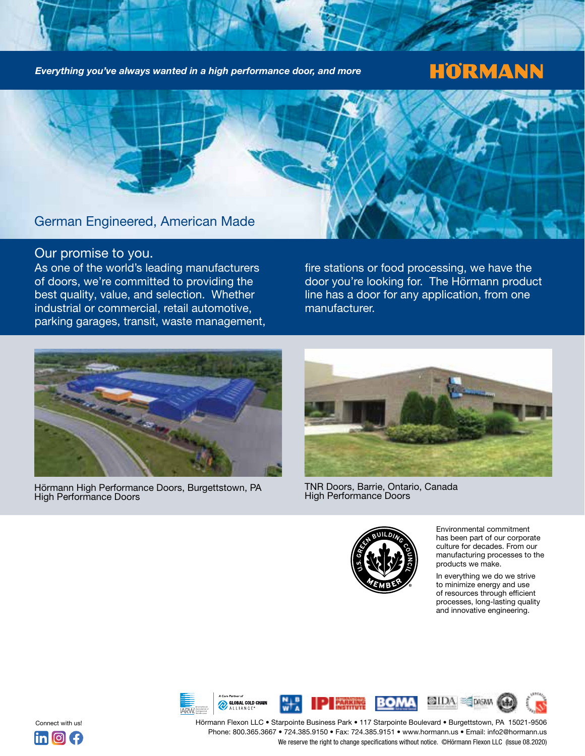*Everything you've always wanted in a high performance door, and more*

HÖRMANN

## German Engineered, American Made

## Our promise to you.

As one of the world's leading manufacturers of doors, we're committed to providing the best quality, value, and selection. Whether industrial or commercial, retail automotive, parking garages, transit, waste management, fire stations or food processing, we have the door you're looking for. The Hörmann product line has a door for any application, from one manufacturer.

Hörmann High Performance Doors, Burgettstown, PA
High Performance Doors

TNR Doors, Barrie, Ontario, Canada
High Performance Doors

Environmental commitment has been part of our corporate culture for decades. From our manufacturing processes to the products we make.

In everything we do we strive to minimize energy and use of resources through efficient processes, long-lasting quality and innovative engineering.

Connect with us!

Hörmann Flexon LLC • Starpointe Business Park • 117 Starpointe Boulevard • Burgettstown, PA 15021-9506
Phone: 800.365.3667 • 724.385.9150 • Fax: 724.385.9151 • www.hormann.us • Email: info2@hormann.us
We reserve the right to change specifications without notice. ©Hörmann Flexon LLC (Issue 08.2020)